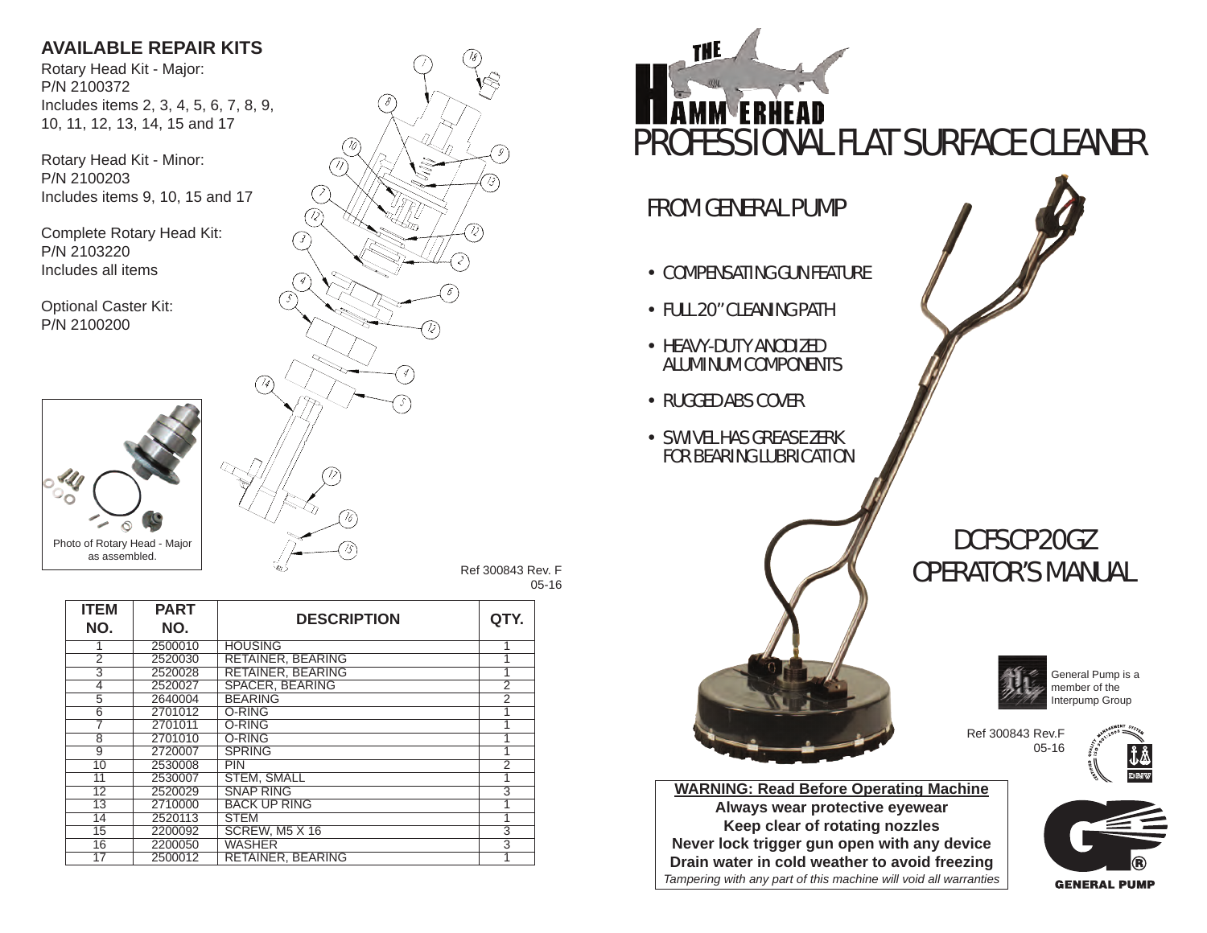## AVAILABLE REPAIR KITS

Rotary Head Kit - Major:
P/N 2100372
Includes items 2, 3, 4, 5, 6, 7, 8, 9, 10, 11, 12, 13, 14, 15 and 17

Rotary Head Kit - Minor:
P/N 2100203
Includes items 9, 10, 15 and 17

Complete Rotary Head Kit:
P/N 2103220
Includes all items

Optional Caster Kit:
P/N 2100200

Photo of Rotary Head - Major as assembled.

Ref 300843 Rev. F
05-16

| ITEM NO. | PART NO. | DESCRIPTION | QTY. |
|---|---|---|---|
| 1 | 2500010 | HOUSING | 1 |
| 2 | 2520030 | RETAINER, BEARING | 1 |
| 3 | 2520028 | RETAINER, BEARING | 1 |
| 4 | 2520027 | SPACER, BEARING | 2 |
| 5 | 2640004 | BEARING | 2 |
| 6 | 2701012 | O-RING | 1 |
| 7 | 2701011 | O-RING | 1 |
| 8 | 2701010 | O-RING | 1 |
| 9 | 2720007 | SPRING | 1 |
| 10 | 2530008 | PIN | 2 |
| 11 | 2530007 | STEM, SMALL | 1 |
| 12 | 2520029 | SNAP RING | 3 |
| 13 | 2710000 | BACK UP RING | 1 |
| 14 | 2520113 | STEM | 1 |
| 15 | 2200092 | SCREW, M5 X 16 | 3 |
| 16 | 2200050 | WASHER | 3 |
| 17 | 2500012 | RETAINER, BEARING | 1 |

# THE HAMMERHEAD
# PROFESSIONAL FLAT SURFACE CLEANER

## FROM GENERAL PUMP

- COMPENSATING GUN FEATURE
- FULL 20" CLEANING PATH
- HEAVY-DUTY ANODIZED ALUMINUM COMPONENTS
- RUGGED ABS COVER
- SWIVEL HAS GREASE ZERK FOR BEARING LUBRICATION

## DCFSCP20GZ
## OPERATOR'S MANUAL

General Pump is a member of the Interpump Group

Ref 300843 Rev.F
05-16

**WARNING: Read Before Operating Machine**
**Always wear protective eyewear**
**Keep clear of rotating nozzles**
**Never lock trigger gun open with any device**
**Drain water in cold weather to avoid freezing**
*Tampering with any part of this machine will void all warranties*

GENERAL PUMP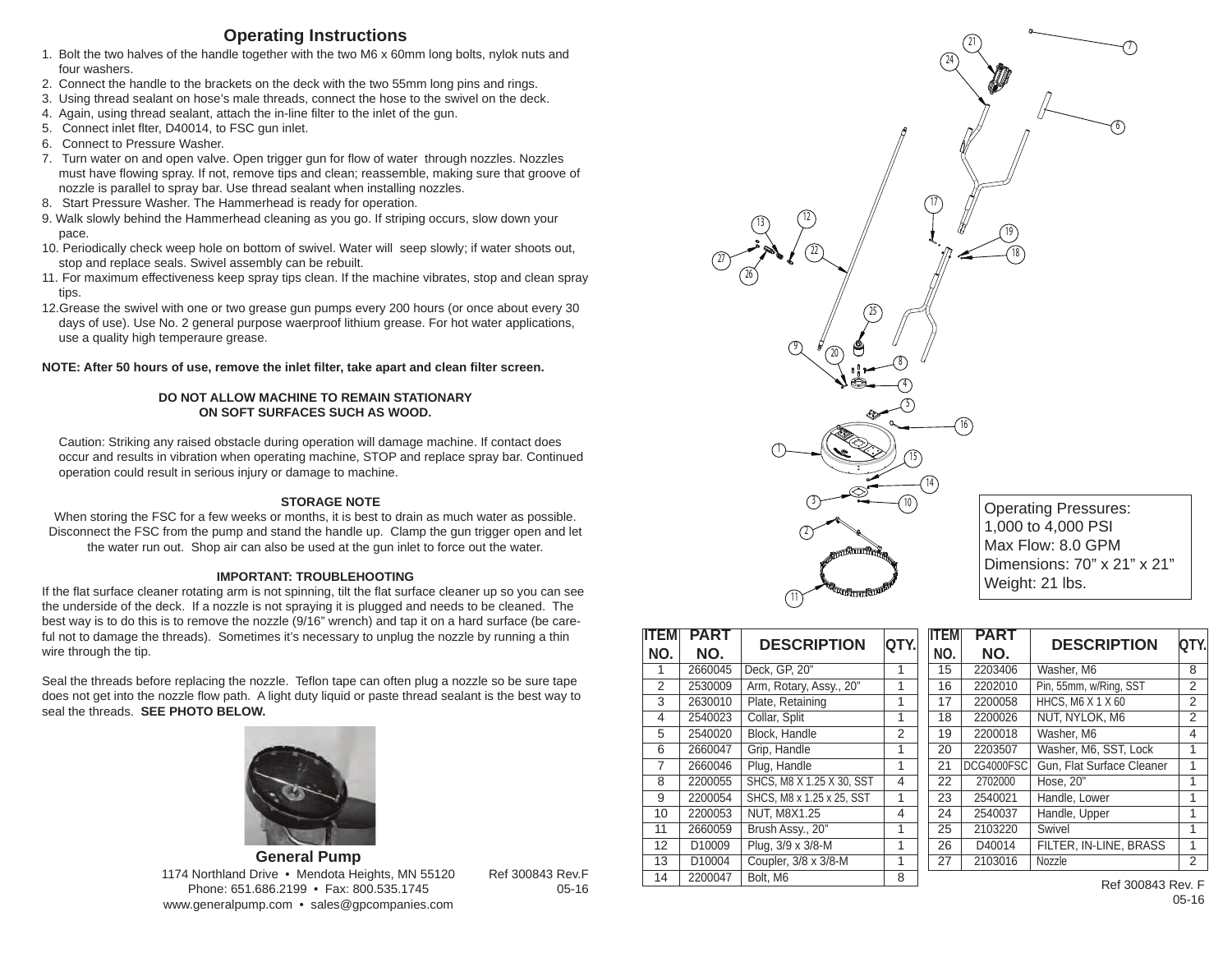## Operating Instructions

1. Bolt the two halves of the handle together with the two M6 x 60mm long bolts, nylok nuts and four washers.
2. Connect the handle to the brackets on the deck with the two 55mm long pins and rings.
3. Using thread sealant on hose's male threads, connect the hose to the swivel on the deck.
4. Again, using thread sealant, attach the in-line filter to the inlet of the gun.
5. Connect inlet flter, D40014, to FSC gun inlet.
6. Connect to Pressure Washer.
7. Turn water on and open valve. Open trigger gun for flow of water through nozzles. Nozzles must have flowing spray. If not, remove tips and clean; reassemble, making sure that groove of nozzle is parallel to spray bar. Use thread sealant when installing nozzles.
8. Start Pressure Washer. The Hammerhead is ready for operation.
9. Walk slowly behind the Hammerhead cleaning as you go. If striping occurs, slow down your pace.
10. Periodically check weep hole on bottom of swivel. Water will seep slowly; if water shoots out, stop and replace seals. Swivel assembly can be rebuilt.
11. For maximum effectiveness keep spray tips clean. If the machine vibrates, stop and clean spray tips.
12. Grease the swivel with one or two grease gun pumps every 200 hours (or once about every 30 days of use). Use No. 2 general purpose waerproof lithium grease. For hot water applications, use a quality high temperaure grease.

**NOTE: After 50 hours of use, remove the inlet filter, take apart and clean filter screen.**

**DO NOT ALLOW MACHINE TO REMAIN STATIONARY ON SOFT SURFACES SUCH AS WOOD.**

Caution: Striking any raised obstacle during operation will damage machine. If contact does occur and results in vibration when operating machine, STOP and replace spray bar. Continued operation could result in serious injury or damage to machine.

**STORAGE NOTE**

When storing the FSC for a few weeks or months, it is best to drain as much water as possible. Disconnect the FSC from the pump and stand the handle up. Clamp the gun trigger open and let the water run out. Shop air can also be used at the gun inlet to force out the water.

**IMPORTANT: TROUBLEHOOTING**

If the flat surface cleaner rotating arm is not spinning, tilt the flat surface cleaner up so you can see the underside of the deck. If a nozzle is not spraying it is plugged and needs to be cleaned. The best way is to do this is to remove the nozzle (9/16" wrench) and tap it on a hard surface (be careful not to damage the threads). Sometimes it's necessary to unplug the nozzle by running a thin wire through the tip.

Seal the threads before replacing the nozzle. Teflon tape can often plug a nozzle so be sure tape does not get into the nozzle flow path. A light duty liquid or paste thread sealant is the best way to seal the threads. **SEE PHOTO BELOW.**

**General Pump**

1174 Northland Drive • Mendota Heights, MN 55120
Phone: 651.686.2199 • Fax: 800.535.1745
www.generalpump.com • sales@gpcompanies.com

Ref 300843 Rev.F
05-16

21 24 7 6 17 19 18 13 12 27 22 26 25 9 20 8 4 5 16 1 15 14 3 10 2 11

Operating Pressures:
1,000 to 4,000 PSI
Max Flow: 8.0 GPM
Dimensions: 70" x 21" x 21"
Weight: 21 lbs.

| ITEM NO. | PART NO. | DESCRIPTION | QTY. |
|---|---|---|---|
| 1 | 2660045 | Deck, GP, 20" | 1 |
| 2 | 2530009 | Arm, Rotary, Assy., 20" | 1 |
| 3 | 2630010 | Plate, Retaining | 1 |
| 4 | 2540023 | Collar, Split | 1 |
| 5 | 2540020 | Block, Handle | 2 |
| 6 | 2660047 | Grip, Handle | 1 |
| 7 | 2660046 | Plug, Handle | 1 |
| 8 | 2200055 | SHCS, M8 X 1.25 X 30, SST | 4 |
| 9 | 2200054 | SHCS, M8 x 1.25 x 25, SST | 1 |
| 10 | 2200053 | NUT, M8X1.25 | 4 |
| 11 | 2660059 | Brush Assy., 20" | 1 |
| 12 | D10009 | Plug, 3/9 x 3/8-M | 1 |
| 13 | D10004 | Coupler, 3/8 x 3/8-M | 1 |
| 14 | 2200047 | Bolt, M6 | 8 |

| ITEM NO. | PART NO. | DESCRIPTION | QTY. |
|---|---|---|---|
| 15 | 2203406 | Washer, M6 | 8 |
| 16 | 2202010 | Pin, 55mm, w/Ring, SST | 2 |
| 17 | 2200058 | HHCS, M6 X 1 X 60 | 2 |
| 18 | 2200026 | NUT, NYLOK, M6 | 2 |
| 19 | 2200018 | Washer, M6 | 4 |
| 20 | 2203507 | Washer, M6, SST, Lock | 1 |
| 21 | DCG4000FSC | Gun, Flat Surface Cleaner | 1 |
| 22 | 2702000 | Hose, 20" | 1 |
| 23 | 2540021 | Handle, Lower | 1 |
| 24 | 2540037 | Handle, Upper | 1 |
| 25 | 2103220 | Swivel | 1 |
| 26 | D40014 | FILTER, IN-LINE, BRASS | 1 |
| 27 | 2103016 | Nozzle | 2 |

Ref 300843 Rev. F
05-16